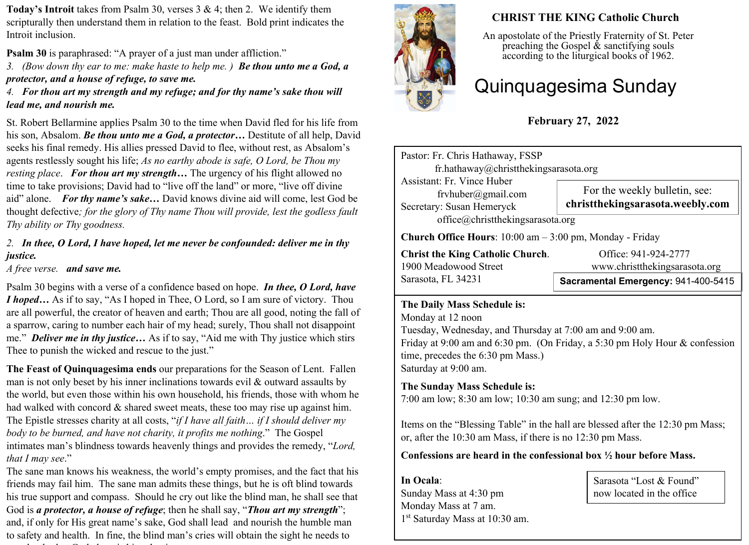**Today's Introit** takes from Psalm 30, verses 3 & 4; then 2. We identify them scripturally then understand them in relation to the feast. Bold print indicates the Introit inclusion.

**Psalm 30** is paraphrased: "A prayer of a just man under affliction."

*3. (Bow down thy ear to me: make haste to help me. )* ***Be thou unto me a God, a protector, and a house of refuge, to save me.***

*4.* ***For thou art my strength and my refuge; and for thy name's sake thou will lead me, and nourish me.***

St. Robert Bellarmine applies Psalm 30 to the time when David fled for his life from his son, Absalom. ***Be thou unto me a God, a protector…*** Destitute of all help, David seeks his final remedy. His allies pressed David to flee, without rest, as Absalom's agents restlessly sought his life; *As no earthy abode is safe, O Lord, be Thou my resting place*. ***For thou art my strength…*** The urgency of his flight allowed no time to take provisions; David had to "live off the land" or more, "live off divine aid" alone. ***For thy name's sake…*** David knows divine aid will come, lest God be thought defective; *for the glory of Thy name Thou will provide, lest the godless fault Thy ability or Thy goodness.*

*2.* ***In thee, O Lord, I have hoped, let me never be confounded: deliver me in thy justice.***

*A free verse.* ***and save me.***

Psalm 30 begins with a verse of a confidence based on hope. ***In thee, O Lord, have I hoped…*** As if to say, "As I hoped in Thee, O Lord, so I am sure of victory. Thou are all powerful, the creator of heaven and earth; Thou are all good, noting the fall of a sparrow, caring to number each hair of my head; surely, Thou shall not disappoint me." ***Deliver me in thy justice…*** As if to say, "Aid me with Thy justice which stirs Thee to punish the wicked and rescue to the just."

**The Feast of Quinquagesima ends** our preparations for the Season of Lent. Fallen man is not only beset by his inner inclinations towards evil & outward assaults by the world, but even those within his own household, his friends, those with whom he had walked with concord & shared sweet meats, these too may rise up against him. The Epistle stresses charity at all costs, "*if I have all faith… if I should deliver my body to be burned, and have not charity, it profits me nothing*." The Gospel intimates man's blindness towards heavenly things and provides the remedy, "*Lord, that I may see*."

The sane man knows his weakness, the world's empty promises, and the fact that his friends may fail him. The sane man admits these things, but he is oft blind towards his true support and compass. Should he cry out like the blind man, he shall see that God is ***a protector, a house of refuge***; then he shall say, "***Thou art my strength***"; and, if only for His great name's sake, God shall lead and nourish the humble man to safety and health. In fine, the blind man's cries will obtain the sight he needs to

## CHRIST THE KING Catholic Church

An apostolate of the Priestly Fraternity of St. Peter preaching the Gospel & sanctifying souls according to the liturgical books of 1962.

# Quinquagesima Sunday

**February 27, 2022**

Pastor: Fr. Chris Hathaway, FSSP
fr.hathaway@christthekingsarasota.org
Assistant: Fr. Vince Huber
frvhuber@gmail.com
Secretary: Susan Hemeryck
office@christthekingsarasota.org

For the weekly bulletin, see:
**christthekingsarasota.weebly.com**

**Church Office Hours**: 10:00 am – 3:00 pm, Monday - Friday

**Christ the King Catholic Church**.
1900 Meadowood Street
Sarasota, FL 34231

Office: 941-924-2777
www.christthekingsarasota.org

**Sacramental Emergency:** 941-400-5415

**The Daily Mass Schedule is:**
Monday at 12 noon
Tuesday, Wednesday, and Thursday at 7:00 am and 9:00 am.
Friday at 9:00 am and 6:30 pm. (On Friday, a 5:30 pm Holy Hour & confession time, precedes the 6:30 pm Mass.)
Saturday at 9:00 am.

**The Sunday Mass Schedule is:**
7:00 am low; 8:30 am low; 10:30 am sung; and 12:30 pm low.

Items on the "Blessing Table" in the hall are blessed after the 12:30 pm Mass; or, after the 10:30 am Mass, if there is no 12:30 pm Mass.

**Confessions are heard in the confessional box ½ hour before Mass.**

**In Ocala**:
Sunday Mass at 4:30 pm
Monday Mass at 7 am.
1st Saturday Mass at 10:30 am.

Sarasota "Lost & Found" now located in the office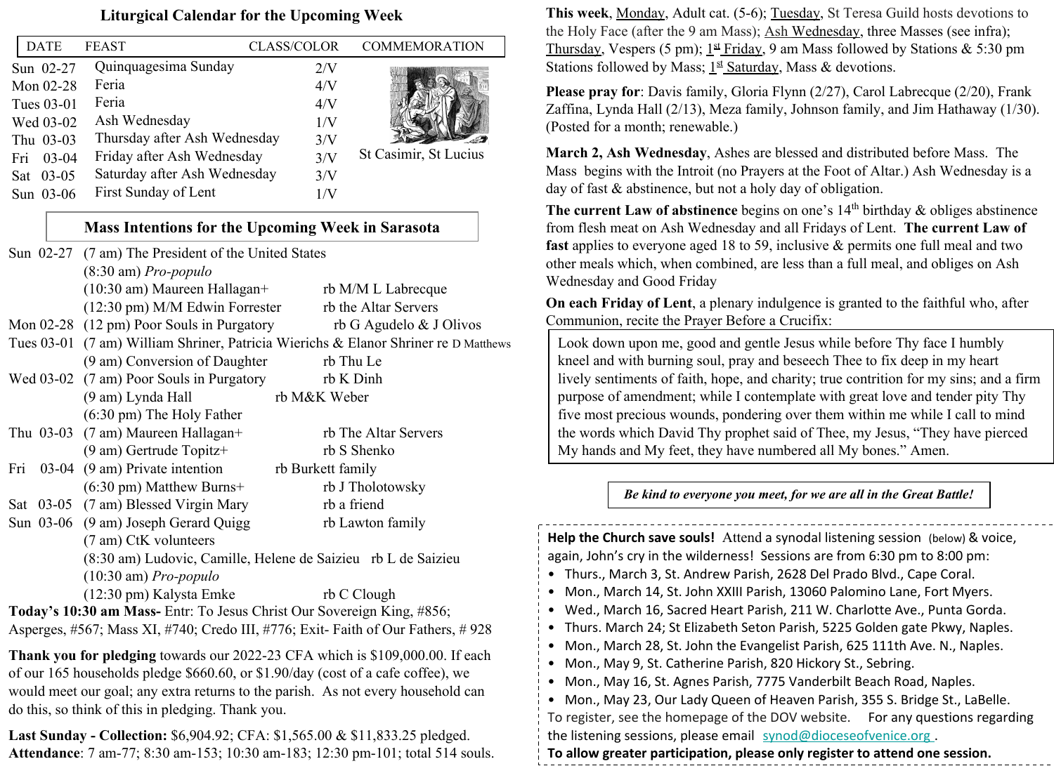## Liturgical Calendar for the Upcoming Week

| DATE | FEAST | CLASS/COLOR | COMMEMORATION |
|---|---|---|---|
| Sun 02-27 | Quinquagesima Sunday | 2/V | |
| Mon 02-28 | Feria | 4/V | |
| Tues 03-01 | Feria | 4/V | |
| Wed 03-02 | Ash Wednesday | 1/V | |
| Thu 03-03 | Thursday after Ash Wednesday | 3/V | |
| Fri 03-04 | Friday after Ash Wednesday | 3/V | St Casimir, St Lucius |
| Sat 03-05 | Saturday after Ash Wednesday | 3/V | |
| Sun 03-06 | First Sunday of Lent | 1/V | |

## Mass Intentions for the Upcoming Week in Sarasota

| | | |
|---|---|---|
| Sun 02-27 | (7 am) The President of the United States | |
| | (8:30 am) *Pro-populo* | |
| | (10:30 am) Maureen Hallagan+ | rb M/M L Labrecque |
| | (12:30 pm) M/M Edwin Forrester | rb the Altar Servers |
| Mon 02-28 | (12 pm) Poor Souls in Purgatory | rb G Agudelo & J Olivos |
| Tues 03-01 | (7 am) William Shriner, Patricia Wierichs & Elanor Shriner | re D Matthews |
| | (9 am) Conversion of Daughter | rb Thu Le |
| Wed 03-02 | (7 am) Poor Souls in Purgatory | rb K Dinh |
| | (9 am) Lynda Hall | rb M&K Weber |
| | (6:30 pm) The Holy Father | |
| Thu 03-03 | (7 am) Maureen Hallagan+ | rb The Altar Servers |
| | (9 am) Gertrude Topitz+ | rb S Shenko |
| Fri 03-04 | (9 am) Private intention | rb Burkett family |
| | (6:30 pm) Matthew Burns+ | rb J Tholotowsky |
| Sat 03-05 | (7 am) Blessed Virgin Mary | rb a friend |
| Sun 03-06 | (9 am) Joseph Gerard Quigg | rb Lawton family |
| | (7 am) CtK volunteers | |
| | (8:30 am) Ludovic, Camille, Helene de Saizieu | rb L de Saizieu |
| | (10:30 am) *Pro-populo* | |
| | (12:30 pm) Kalysta Emke | rb C Clough |

**Today's 10:30 am Mass-** Entr: To Jesus Christ Our Sovereign King, #856; Asperges, #567; Mass XI, #740; Credo III, #776; Exit- Faith of Our Fathers, # 928

**Thank you for pledging** towards our 2022-23 CFA which is $109,000.00. If each of our 165 households pledge $660.60, or $1.90/day (cost of a cafe coffee), we would meet our goal; any extra returns to the parish. As not every household can do this, so think of this in pledging. Thank you.

**Last Sunday - Collection:** $6,904.92; CFA: $1,565.00 & $11,833.25 pledged.
**Attendance**: 7 am-77; 8:30 am-153; 10:30 am-183; 12:30 pm-101; total 514 souls.

**This week**, Monday, Adult cat. (5-6); Tuesday, St Teresa Guild hosts devotions to the Holy Face (after the 9 am Mass); Ash Wednesday, three Masses (see infra); Thursday, Vespers (5 pm); 1st Friday, 9 am Mass followed by Stations & 5:30 pm Stations followed by Mass; 1st Saturday, Mass & devotions.

**Please pray for**: Davis family, Gloria Flynn (2/27), Carol Labrecque (2/20), Frank Zaffina, Lynda Hall (2/13), Meza family, Johnson family, and Jim Hathaway (1/30). (Posted for a month; renewable.)

**March 2, Ash Wednesday**, Ashes are blessed and distributed before Mass. The Mass begins with the Introit (no Prayers at the Foot of Altar.) Ash Wednesday is a day of fast & abstinence, but not a holy day of obligation.

**The current Law of abstinence** begins on one's 14th birthday & obliges abstinence from flesh meat on Ash Wednesday and all Fridays of Lent. **The current Law of fast** applies to everyone aged 18 to 59, inclusive & permits one full meal and two other meals which, when combined, are less than a full meal, and obliges on Ash Wednesday and Good Friday

**On each Friday of Lent**, a plenary indulgence is granted to the faithful who, after Communion, recite the Prayer Before a Crucifix:

> Look down upon me, good and gentle Jesus while before Thy face I humbly kneel and with burning soul, pray and beseech Thee to fix deep in my heart lively sentiments of faith, hope, and charity; true contrition for my sins; and a firm purpose of amendment; while I contemplate with great love and tender pity Thy five most precious wounds, pondering over them within me while I call to mind the words which David Thy prophet said of Thee, my Jesus, "They have pierced My hands and My feet, they have numbered all My bones." Amen.

***Be kind to everyone you meet, for we are all in the Great Battle!***

**Help the Church save souls!** Attend a synodal listening session (below) & voice, again, John's cry in the wilderness! Sessions are from 6:30 pm to 8:00 pm:

- Thurs., March 3, St. Andrew Parish, 2628 Del Prado Blvd., Cape Coral.
- Mon., March 14, St. John XXIII Parish, 13060 Palomino Lane, Fort Myers.
- Wed., March 16, Sacred Heart Parish, 211 W. Charlotte Ave., Punta Gorda.
- Thurs. March 24; St Elizabeth Seton Parish, 5225 Golden gate Pkwy, Naples.
- Mon., March 28, St. John the Evangelist Parish, 625 111th Ave. N., Naples.
- Mon., May 9, St. Catherine Parish, 820 Hickory St., Sebring.
- Mon., May 16, St. Agnes Parish, 7775 Vanderbilt Beach Road, Naples.
- Mon., May 23, Our Lady Queen of Heaven Parish, 355 S. Bridge St., LaBelle.

To register, see the homepage of the DOV website. For any questions regarding the listening sessions, please email synod@dioceseofvenice.org .

**To allow greater participation, please only register to attend one session.**